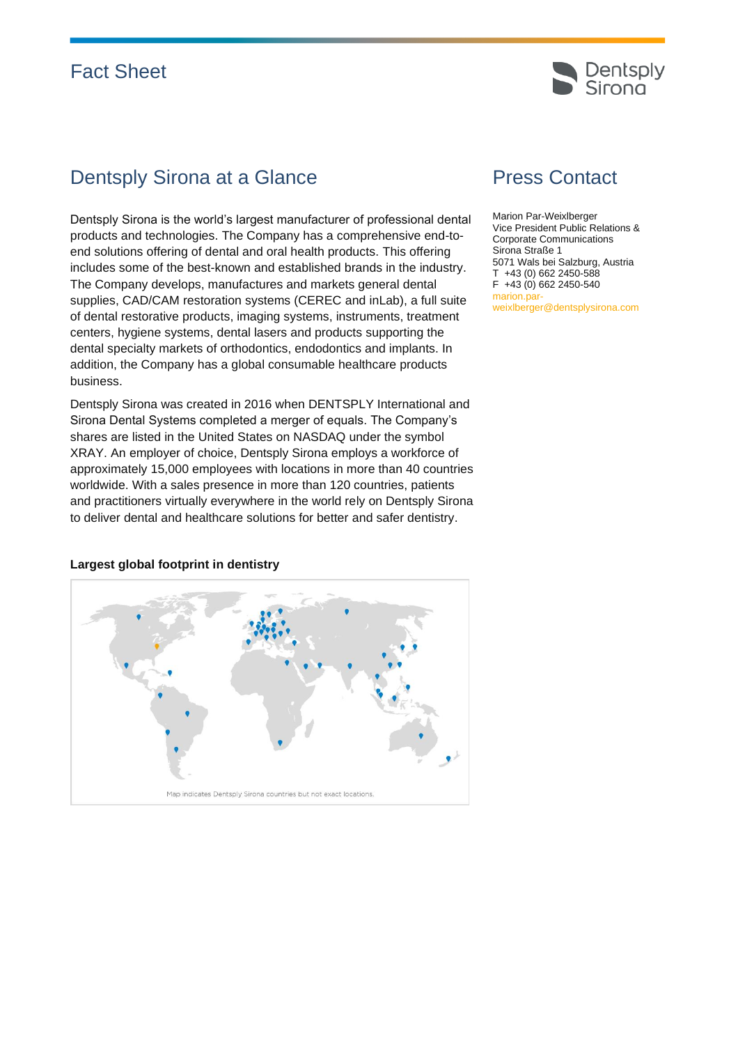# Fact Sheet

## Dentsply Sirona at a Glance

Dentsply Sirona is the world's largest manufacturer of professional dental products and technologies. The Company has a comprehensive end-to-end solutions offering of dental and oral health products. This offering includes some of the best-known and established brands in the industry. The Company develops, manufactures and markets general dental supplies, CAD/CAM restoration systems (CEREC and inLab), a full suite of dental restorative products, imaging systems, instruments, treatment centers, hygiene systems, dental lasers and products supporting the dental specialty markets of orthodontics, endodontics and implants. In addition, the Company has a global consumable healthcare products business.

Dentsply Sirona was created in 2016 when DENTSPLY International and Sirona Dental Systems completed a merger of equals. The Company's shares are listed in the United States on NASDAQ under the symbol XRAY. An employer of choice, Dentsply Sirona employs a workforce of approximately 15,000 employees with locations in more than 40 countries worldwide. With a sales presence in more than 120 countries, patients and practitioners virtually everywhere in the world rely on Dentsply Sirona to deliver dental and healthcare solutions for better and safer dentistry.

**Largest global footprint in dentistry**

Map indicates Dentsply Sirona countries but not exact locations.

## Press Contact

Marion Par-Weixlberger
Vice President Public Relations & Corporate Communications
Sirona Straße 1
5071 Wals bei Salzburg, Austria
T +43 (0) 662 2450-588
F +43 (0) 662 2450-540
marion.par-weixlberger@dentsplysirona.com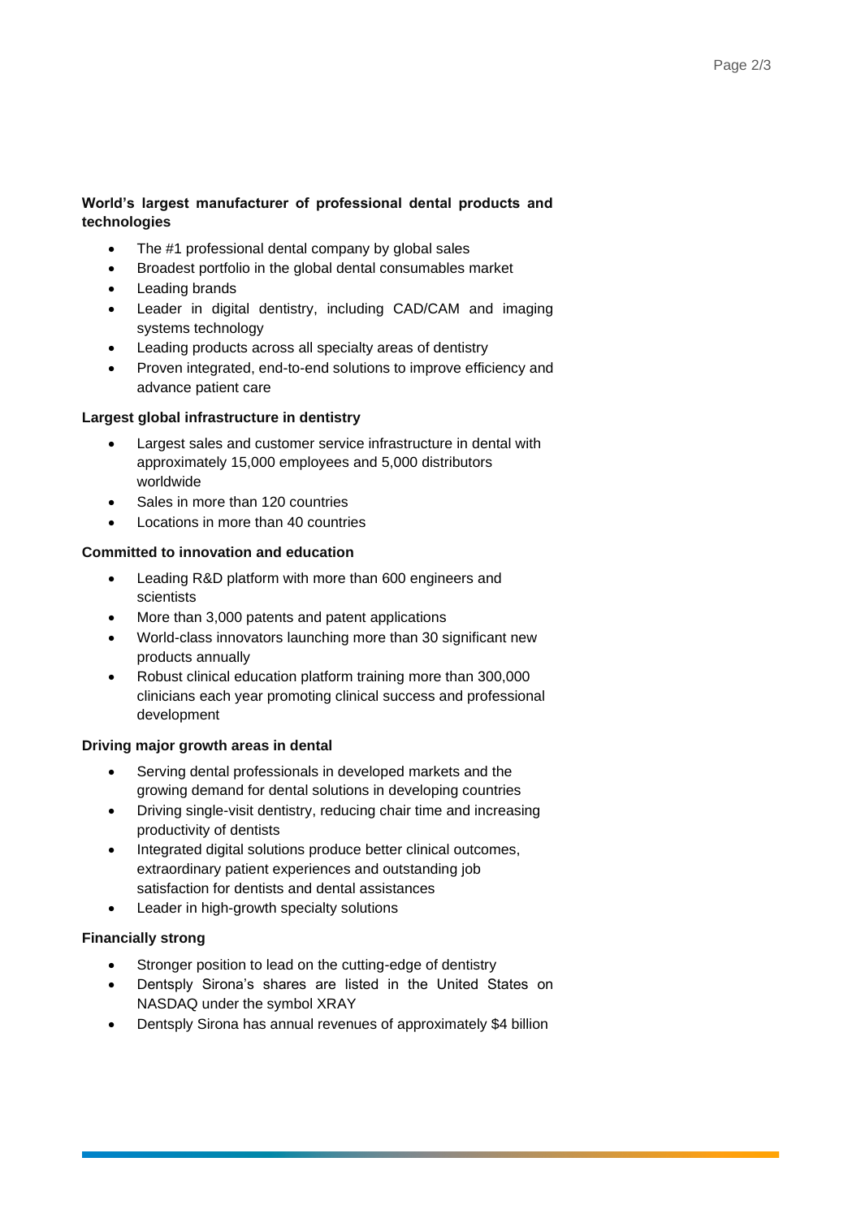**World's largest manufacturer of professional dental products and technologies**

- The #1 professional dental company by global sales
- Broadest portfolio in the global dental consumables market
- Leading brands
- Leader in digital dentistry, including CAD/CAM and imaging systems technology
- Leading products across all specialty areas of dentistry
- Proven integrated, end-to-end solutions to improve efficiency and advance patient care

**Largest global infrastructure in dentistry**

- Largest sales and customer service infrastructure in dental with approximately 15,000 employees and 5,000 distributors worldwide
- Sales in more than 120 countries
- Locations in more than 40 countries

**Committed to innovation and education**

- Leading R&D platform with more than 600 engineers and scientists
- More than 3,000 patents and patent applications
- World-class innovators launching more than 30 significant new products annually
- Robust clinical education platform training more than 300,000 clinicians each year promoting clinical success and professional development

**Driving major growth areas in dental**

- Serving dental professionals in developed markets and the growing demand for dental solutions in developing countries
- Driving single-visit dentistry, reducing chair time and increasing productivity of dentists
- Integrated digital solutions produce better clinical outcomes, extraordinary patient experiences and outstanding job satisfaction for dentists and dental assistances
- Leader in high-growth specialty solutions

**Financially strong**

- Stronger position to lead on the cutting-edge of dentistry
- Dentsply Sirona's shares are listed in the United States on NASDAQ under the symbol XRAY
- Dentsply Sirona has annual revenues of approximately $4 billion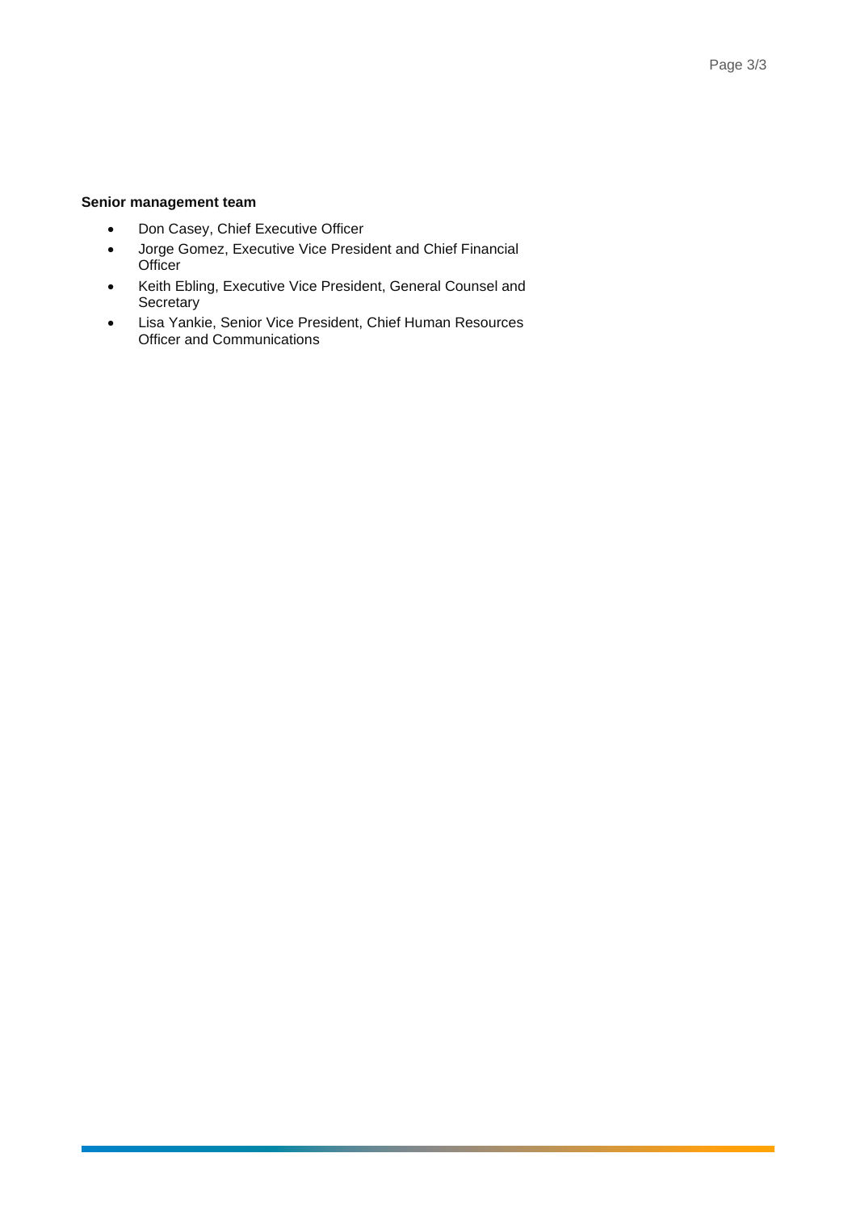**Senior management team**

- Don Casey, Chief Executive Officer
- Jorge Gomez, Executive Vice President and Chief Financial Officer
- Keith Ebling, Executive Vice President, General Counsel and Secretary
- Lisa Yankie, Senior Vice President, Chief Human Resources Officer and Communications